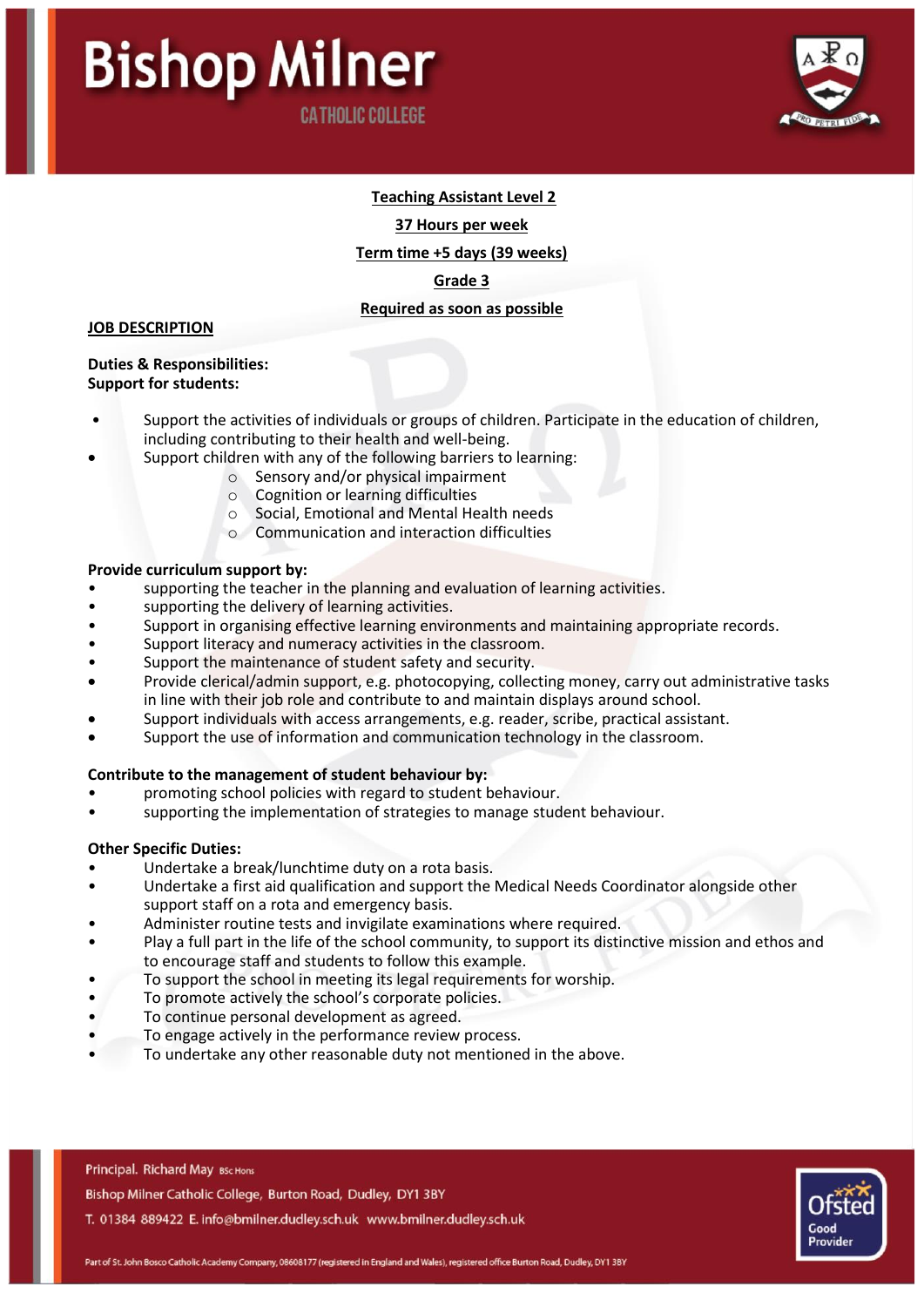Bishop Milner

CATHOLIC COLLEGE

**Teaching Assistant Level 2**

**37 Hours per week**

**Term time +5 days (39 weeks)**

**Grade 3**

**Required as soon as possible**

## JOB DESCRIPTION

**Duties & Responsibilities:**
**Support for students:**

- Support the activities of individuals or groups of children. Participate in the education of children, including contributing to their health and well-being.
- Support children with any of the following barriers to learning:
  - Sensory and/or physical impairment
  - Cognition or learning difficulties
  - Social, Emotional and Mental Health needs
  - Communication and interaction difficulties

**Provide curriculum support by:**

- supporting the teacher in the planning and evaluation of learning activities.
- supporting the delivery of learning activities.
- Support in organising effective learning environments and maintaining appropriate records.
- Support literacy and numeracy activities in the classroom.
- Support the maintenance of student safety and security.
- Provide clerical/admin support, e.g. photocopying, collecting money, carry out administrative tasks in line with their job role and contribute to and maintain displays around school.
- Support individuals with access arrangements, e.g. reader, scribe, practical assistant.
- Support the use of information and communication technology in the classroom.

**Contribute to the management of student behaviour by:**

- promoting school policies with regard to student behaviour.
- supporting the implementation of strategies to manage student behaviour.

**Other Specific Duties:**

- Undertake a break/lunchtime duty on a rota basis.
- Undertake a first aid qualification and support the Medical Needs Coordinator alongside other support staff on a rota and emergency basis.
- Administer routine tests and invigilate examinations where required.
- Play a full part in the life of the school community, to support its distinctive mission and ethos and to encourage staff and students to follow this example.
- To support the school in meeting its legal requirements for worship.
- To promote actively the school's corporate policies.
- To continue personal development as agreed.
- To engage actively in the performance review process.
- To undertake any other reasonable duty not mentioned in the above.

Principal. Richard May BSc Hons

Bishop Milner Catholic College, Burton Road, Dudley, DY1 3BY

T. 01384 889422 E. info@bmilner.dudley.sch.uk www.bmilner.dudley.sch.uk

Part of St. John Bosco Catholic Academy Company, 08608177 (registered in England and Wales), registered office Burton Road, Dudley, DY1 3BY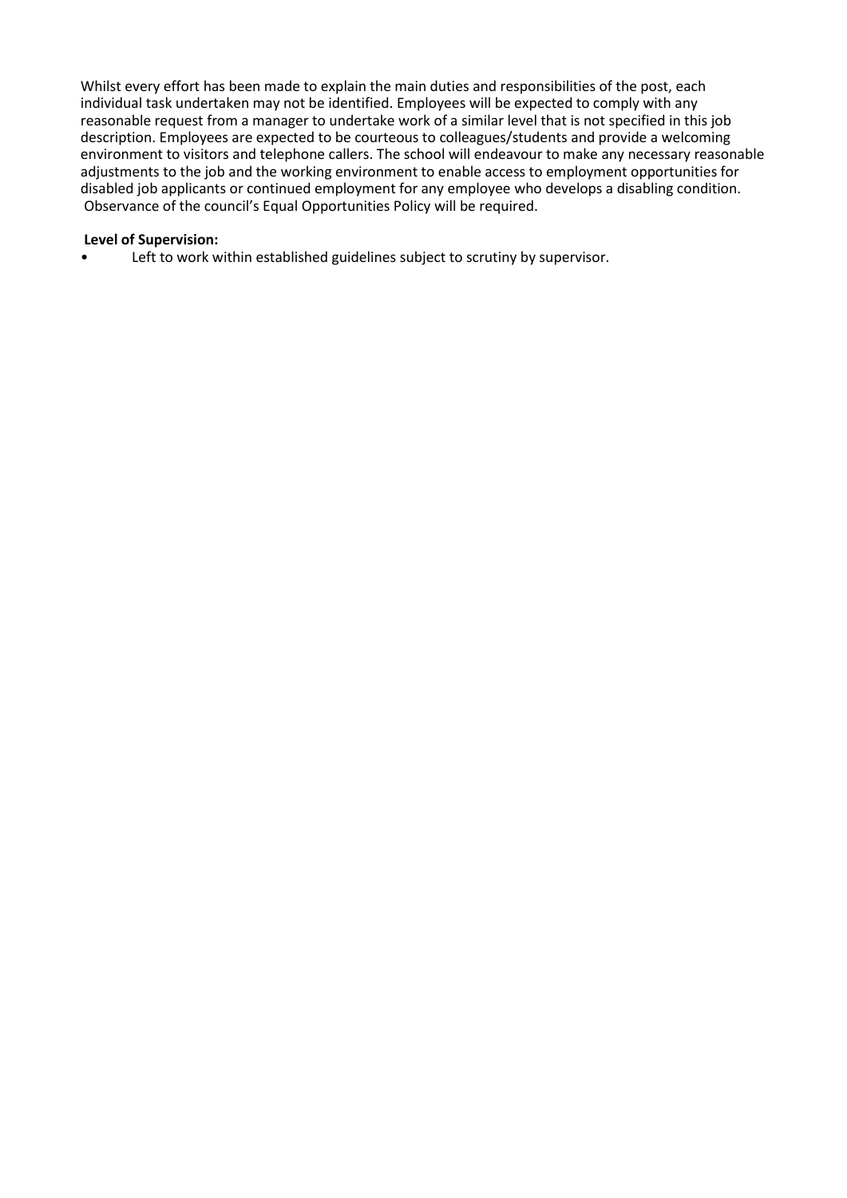Whilst every effort has been made to explain the main duties and responsibilities of the post, each individual task undertaken may not be identified. Employees will be expected to comply with any reasonable request from a manager to undertake work of a similar level that is not specified in this job description. Employees are expected to be courteous to colleagues/students and provide a welcoming environment to visitors and telephone callers. The school will endeavour to make any necessary reasonable adjustments to the job and the working environment to enable access to employment opportunities for disabled job applicants or continued employment for any employee who develops a disabling condition. Observance of the council's Equal Opportunities Policy will be required.

**Level of Supervision:**

- Left to work within established guidelines subject to scrutiny by supervisor.